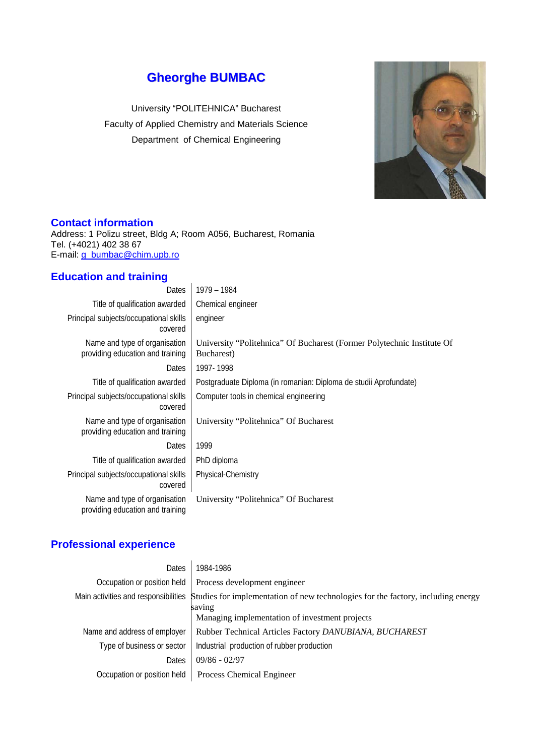# Gheorghe BUMBAC

University “POLITEHNICA” Bucharest
Faculty of Applied Chemistry and Materials Science
Department of Chemical Engineering

## Contact information

Address: 1 Polizu street, Bldg A; Room A056, Bucharest, Romania
Tel. (+4021) 402 38 67
E-mail: g_bumbac@chim.upb.ro

## Education and training

| | |
|---|---|
| Dates | 1979 – 1984 |
| Title of qualification awarded | Chemical engineer |
| Principal subjects/occupational skills covered | engineer |
| Name and type of organisation providing education and training | University “Politehnica” Of Bucharest (Former Polytechnic Institute Of Bucharest) |
| Dates | 1997- 1998 |
| Title of qualification awarded | Postgraduate Diploma (in romanian: Diploma de studii Aprofundate) |
| Principal subjects/occupational skills covered | Computer tools in chemical engineering |
| Name and type of organisation providing education and training | University “Politehnica” Of Bucharest |
| Dates | 1999 |
| Title of qualification awarded | PhD diploma |
| Principal subjects/occupational skills covered | Physical-Chemistry |
| Name and type of organisation providing education and training | University “Politehnica” Of Bucharest |

## Professional experience

| | |
|---|---|
| Dates | 1984-1986 |
| Occupation or position held | Process development engineer |
| Main activities and responsibilities | Studies for implementation of new technologies for the factory, including energy saving<br>Managing implementation of investment projects |
| Name and address of employer | Rubber Technical Articles Factory *DANUBIANA, BUCHAREST* |
| Type of business or sector | Industrial production of rubber production |
| Dates | 09/86 - 02/97 |
| Occupation or position held | Process Chemical Engineer |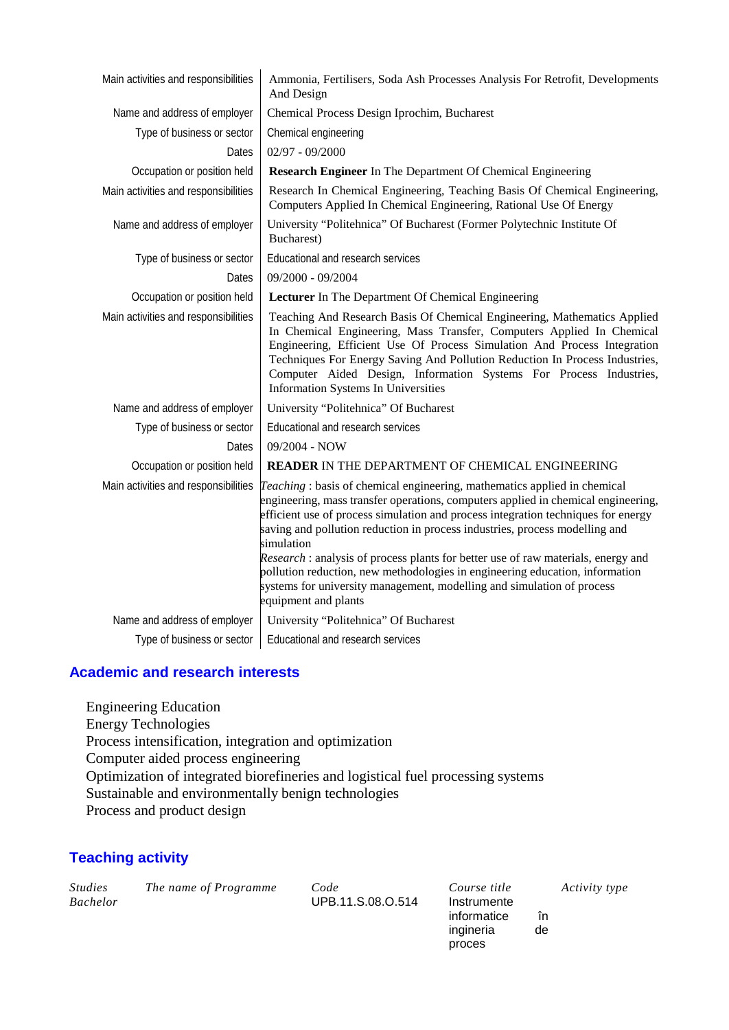| | |
|---|---|
| Main activities and responsibilities | Ammonia, Fertilisers, Soda Ash Processes Analysis For Retrofit, Developments And Design |
| Name and address of employer | Chemical Process Design Iprochim, Bucharest |
| Type of business or sector | Chemical engineering |
| Dates | 02/97 - 09/2000 |
| Occupation or position held | **Research Engineer** In The Department Of Chemical Engineering |
| Main activities and responsibilities | Research In Chemical Engineering, Teaching Basis Of Chemical Engineering, Computers Applied In Chemical Engineering, Rational Use Of Energy |
| Name and address of employer | University "Politehnica" Of Bucharest (Former Polytechnic Institute Of Bucharest) |
| Type of business or sector | Educational and research services |
| Dates | 09/2000 - 09/2004 |
| Occupation or position held | **Lecturer** In The Department Of Chemical Engineering |
| Main activities and responsibilities | Teaching And Research Basis Of Chemical Engineering, Mathematics Applied In Chemical Engineering, Mass Transfer, Computers Applied In Chemical Engineering, Efficient Use Of Process Simulation And Process Integration Techniques For Energy Saving And Pollution Reduction In Process Industries, Computer Aided Design, Information Systems For Process Industries, Information Systems In Universities |
| Name and address of employer | University "Politehnica" Of Bucharest |
| Type of business or sector | Educational and research services |
| Dates | 09/2004 - NOW |
| Occupation or position held | **READER** IN THE DEPARTMENT OF CHEMICAL ENGINEERING |
| Main activities and responsibilities | *Teaching* : basis of chemical engineering, mathematics applied in chemical engineering, mass transfer operations, computers applied in chemical engineering, efficient use of process simulation and process integration techniques for energy saving and pollution reduction in process industries, process modelling and simulation<br>*Research* : analysis of process plants for better use of raw materials, energy and pollution reduction, new methodologies in engineering education, information systems for university management, modelling and simulation of process equipment and plants |
| Name and address of employer | University "Politehnica" Of Bucharest |
| Type of business or sector | Educational and research services |

## Academic and research interests

Engineering Education
Energy Technologies
Process intensification, integration and optimization
Computer aided process engineering
Optimization of integrated biorefineries and logistical fuel processing systems
Sustainable and environmentally benign technologies
Process and product design

## Teaching activity

| *Studies* | *The name of Programme* | *Code* | *Course title* | *Activity type* |
|---|---|---|---|---|
| *Bachelor* | | UPB.11.S.08.O.514 | Instrumente informatice în ingineria de proces | |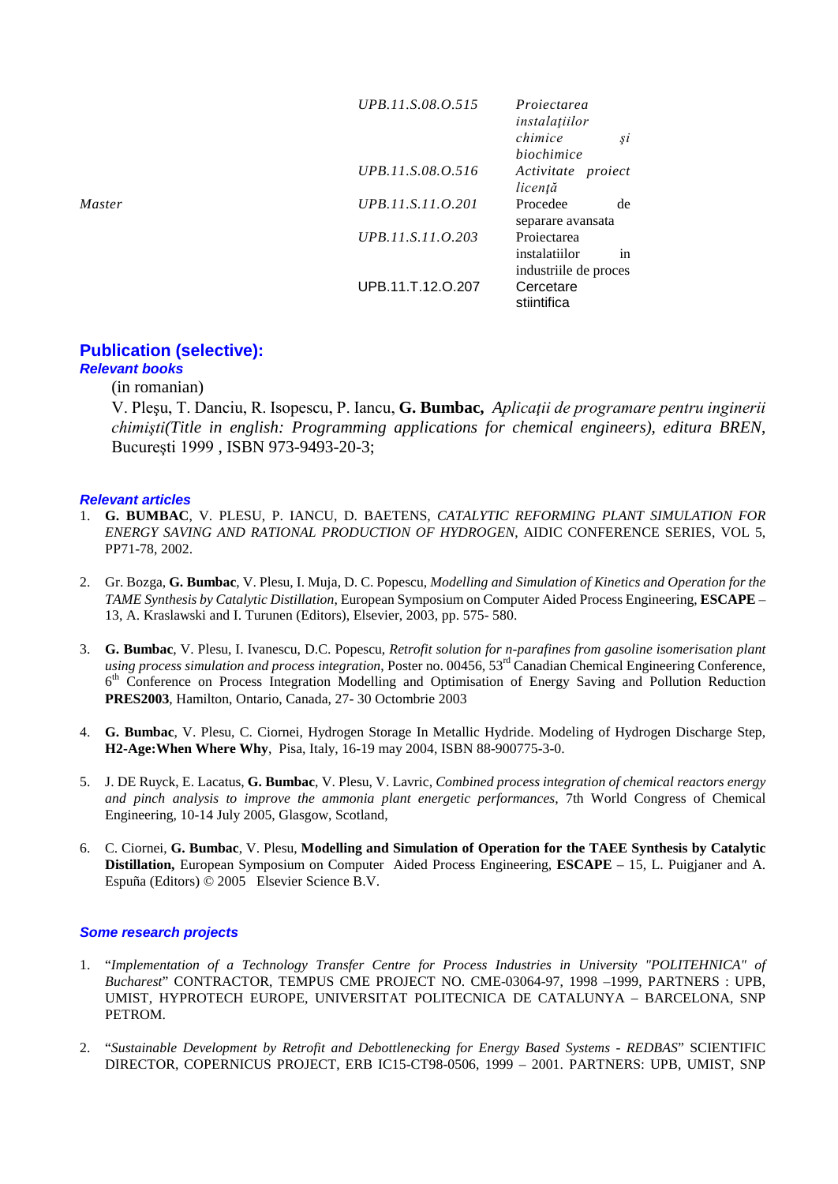| | | |
|---|---|---|
| | *UPB.11.S.08.O.515* | *Proiectarea instalaţiilor chimice şi biochimice* |
| | *UPB.11.S.08.O.516* | *Activitate proiect licenţă* |
| *Master* | *UPB.11.S.11.O.201* | Procedee de separare avansata |
| | *UPB.11.S.11.O.203* | Proiectarea instalatiilor in industriile de proces |
| | UPB.11.T.12.O.207 | Cercetare stiintifica |

## Publication (selective):

### *Relevant books*

(in romanian)

V. Pleşu, T. Danciu, R. Isopescu, P. Iancu, **G. Bumbac,** *Aplicaţii de programare pentru inginerii chimişti(Title in english: Programming applications for chemical engineers), editura BREN*, Bucureşti 1999 , ISBN 973-9493-20-3;

### *Relevant articles*

1. **G. BUMBAC**, V. PLESU, P. IANCU, D. BAETENS, *CATALYTIC REFORMING PLANT SIMULATION FOR ENERGY SAVING AND RATIONAL PRODUCTION OF HYDROGEN*, AIDIC CONFERENCE SERIES, VOL 5, PP71-78, 2002.

2. Gr. Bozga, **G. Bumbac**, V. Plesu, I. Muja, D. C. Popescu, *Modelling and Simulation of Kinetics and Operation for the TAME Synthesis by Catalytic Distillation*, European Symposium on Computer Aided Process Engineering, **ESCAPE** – 13, A. Kraslawski and I. Turunen (Editors), Elsevier, 2003, pp. 575- 580.

3. **G. Bumbac**, V. Plesu, I. Ivanescu, D.C. Popescu, *Retrofit solution for n-parafines from gasoline isomerisation plant using process simulation and process integration*, Poster no. 00456, 53rd Canadian Chemical Engineering Conference, 6th Conference on Process Integration Modelling and Optimisation of Energy Saving and Pollution Reduction **PRES2003**, Hamilton, Ontario, Canada, 27- 30 Octombrie 2003

4. **G. Bumbac**, V. Plesu, C. Ciornei, Hydrogen Storage In Metallic Hydride. Modeling of Hydrogen Discharge Step, **H2-Age:When Where Why**, Pisa, Italy, 16-19 may 2004, ISBN 88-900775-3-0.

5. J. DE Ruyck, E. Lacatus, **G. Bumbac**, V. Plesu, V. Lavric, *Combined process integration of chemical reactors energy and pinch analysis to improve the ammonia plant energetic performances*, 7th World Congress of Chemical Engineering, 10-14 July 2005, Glasgow, Scotland,

6. C. Ciornei, **G. Bumbac**, V. Plesu, **Modelling and Simulation of Operation for the TAEE Synthesis by Catalytic Distillation,** European Symposium on Computer Aided Process Engineering, **ESCAPE** – 15, L. Puigjaner and A. Espuña (Editors) © 2005 Elsevier Science B.V.

### *Some research projects*

1. "*Implementation of a Technology Transfer Centre for Process Industries in University "POLITEHNICA" of Bucharest*" CONTRACTOR, TEMPUS CME PROJECT NO. CME-03064-97, 1998 –1999, PARTNERS : UPB, UMIST, HYPROTECH EUROPE, UNIVERSITAT POLITECNICA DE CATALUNYA – BARCELONA, SNP PETROM.

2. "*Sustainable Development by Retrofit and Debottlenecking for Energy Based Systems - REDBAS*" SCIENTIFIC DIRECTOR, COPERNICUS PROJECT, ERB IC15-CT98-0506, 1999 – 2001. PARTNERS: UPB, UMIST, SNP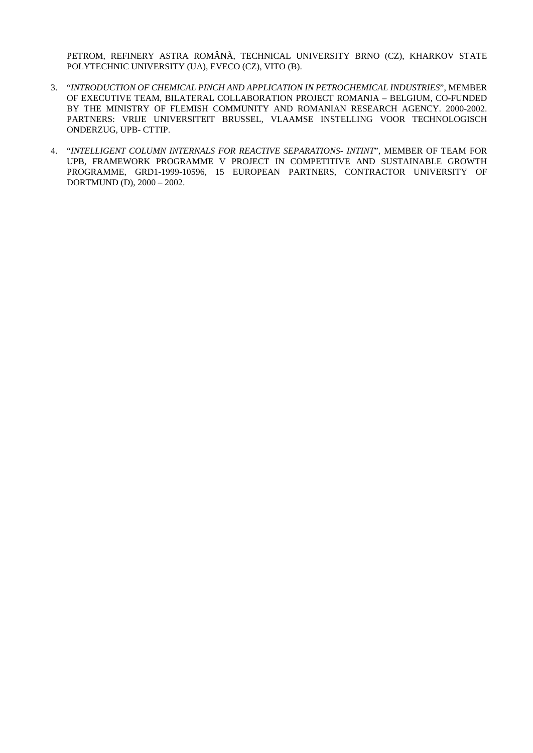PETROM, REFINERY ASTRA ROMÂNÃ, TECHNICAL UNIVERSITY BRNO (CZ), KHARKOV STATE POLYTECHNIC UNIVERSITY (UA), EVECO (CZ), VITO (B).

3. "*INTRODUCTION OF CHEMICAL PINCH AND APPLICATION IN PETROCHEMICAL INDUSTRIES*", MEMBER OF EXECUTIVE TEAM, BILATERAL COLLABORATION PROJECT ROMANIA – BELGIUM, CO-FUNDED BY THE MINISTRY OF FLEMISH COMMUNITY AND ROMANIAN RESEARCH AGENCY. 2000-2002. PARTNERS: VRIJE UNIVERSITEIT BRUSSEL, VLAAMSE INSTELLING VOOR TECHNOLOGISCH ONDERZUG, UPB- CTTIP.

4. "*INTELLIGENT COLUMN INTERNALS FOR REACTIVE SEPARATIONS- INTINT*", MEMBER OF TEAM FOR UPB, FRAMEWORK PROGRAMME V PROJECT IN COMPETITIVE AND SUSTAINABLE GROWTH PROGRAMME, GRD1-1999-10596, 15 EUROPEAN PARTNERS, CONTRACTOR UNIVERSITY OF DORTMUND (D), 2000 – 2002.